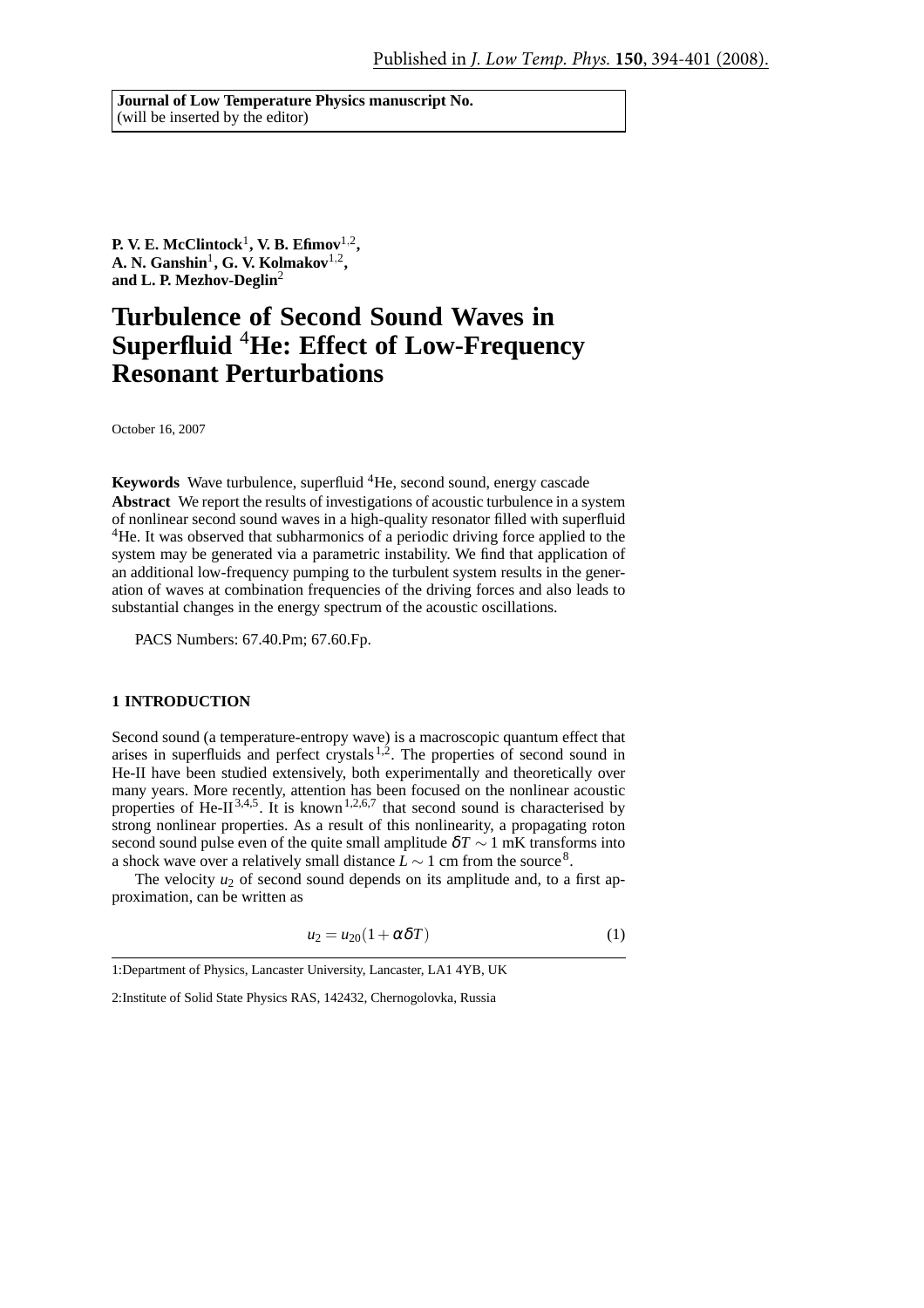Published in *J. Low Temp. Phys.* **150**, 394-401 (2008).

**Journal of Low Temperature Physics manuscript No.**
(will be inserted by the editor)

**P. V. E. McClintock**[1], **V. B. Efimov**[1,2],
**A. N. Ganshin**[1], **G. V. Kolmakov**[1,2],
**and L. P. Mezhov-Deglin**[2]

# Turbulence of Second Sound Waves in Superfluid $^4$He: Effect of Low-Frequency Resonant Perturbations

October 16, 2007

**Keywords** Wave turbulence, superfluid $^4$He, second sound, energy cascade

**Abstract** We report the results of investigations of acoustic turbulence in a system of nonlinear second sound waves in a high-quality resonator filled with superfluid $^4$He. It was observed that subharmonics of a periodic driving force applied to the system may be generated via a parametric instability. We find that application of an additional low-frequency pumping to the turbulent system results in the generation of waves at combination frequencies of the driving forces and also leads to substantial changes in the energy spectrum of the acoustic oscillations.

PACS Numbers: 67.40.Pm; 67.60.Fp.

## 1 INTRODUCTION

Second sound (a temperature-entropy wave) is a macroscopic quantum effect that arises in superfluids and perfect crystals[1,2]. The properties of second sound in He-II have been studied extensively, both experimentally and theoretically over many years. More recently, attention has been focused on the nonlinear acoustic properties of He-II[3,4,5]. It is known[1,2,6,7] that second sound is characterised by strong nonlinear properties. As a result of this nonlinearity, a propagating roton second sound pulse even of the quite small amplitude $\delta T \sim 1$ mK transforms into a shock wave over a relatively small distance $L \sim 1$ cm from the source[8].

The velocity $u_2$ of second sound depends on its amplitude and, to a first approximation, can be written as

$$u_2 = u_{20}(1 + \alpha \delta T) \tag{1}$$

1:Department of Physics, Lancaster University, Lancaster, LA1 4YB, UK

2:Institute of Solid State Physics RAS, 142432, Chernogolovka, Russia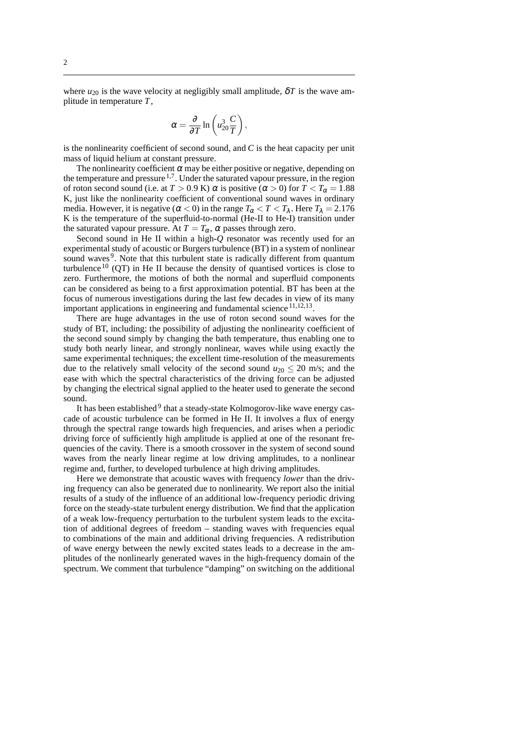where $u_{20}$ is the wave velocity at negligibly small amplitude, $\delta T$ is the wave amplitude in temperature $T$,

$$\alpha = \frac{\partial}{\partial T} \ln \left( u_{20}^3 \frac{C}{T} \right),$$

is the nonlinearity coefficient of second sound, and $C$ is the heat capacity per unit mass of liquid helium at constant pressure.

The nonlinearity coefficient $\alpha$ may be either positive or negative, depending on the temperature and pressure [1,7]. Under the saturated vapour pressure, in the region of roton second sound (i.e. at $T > 0.9$ K) $\alpha$ is positive ($\alpha > 0$) for $T < T_\alpha = 1.88$ K, just like the nonlinearity coefficient of conventional sound waves in ordinary media. However, it is negative ($\alpha < 0$) in the range $T_\alpha < T < T_\lambda$. Here $T_\lambda = 2.176$ K is the temperature of the superfluid-to-normal (He-II to He-I) transition under the saturated vapour pressure. At $T = T_\alpha$, $\alpha$ passes through zero.

Second sound in He II within a high-$Q$ resonator was recently used for an experimental study of acoustic or Burgers turbulence (BT) in a system of nonlinear sound waves [9]. Note that this turbulent state is radically different from quantum turbulence [10] (QT) in He II because the density of quantised vortices is close to zero. Furthermore, the motions of both the normal and superfluid components can be considered as being to a first approximation potential. BT has been at the focus of numerous investigations during the last few decades in view of its many important applications in engineering and fundamental science [11,12,13].

There are huge advantages in the use of roton second sound waves for the study of BT, including: the possibility of adjusting the nonlinearity coefficient of the second sound simply by changing the bath temperature, thus enabling one to study both nearly linear, and strongly nonlinear, waves while using exactly the same experimental techniques; the excellent time-resolution of the measurements due to the relatively small velocity of the second sound $u_{20} \leq 20$ m/s; and the ease with which the spectral characteristics of the driving force can be adjusted by changing the electrical signal applied to the heater used to generate the second sound.

It has been established [9] that a steady-state Kolmogorov-like wave energy cascade of acoustic turbulence can be formed in He II. It involves a flux of energy through the spectral range towards high frequencies, and arises when a periodic driving force of sufficiently high amplitude is applied at one of the resonant frequencies of the cavity. There is a smooth crossover in the system of second sound waves from the nearly linear regime at low driving amplitudes, to a nonlinear regime and, further, to developed turbulence at high driving amplitudes.

Here we demonstrate that acoustic waves with frequency *lower* than the driving frequency can also be generated due to nonlinearity. We report also the initial results of a study of the influence of an additional low-frequency periodic driving force on the steady-state turbulent energy distribution. We find that the application of a weak low-frequency perturbation to the turbulent system leads to the excitation of additional degrees of freedom – standing waves with frequencies equal to combinations of the main and additional driving frequencies. A redistribution of wave energy between the newly excited states leads to a decrease in the amplitudes of the nonlinearly generated waves in the high-frequency domain of the spectrum. We comment that turbulence "damping" on switching on the additional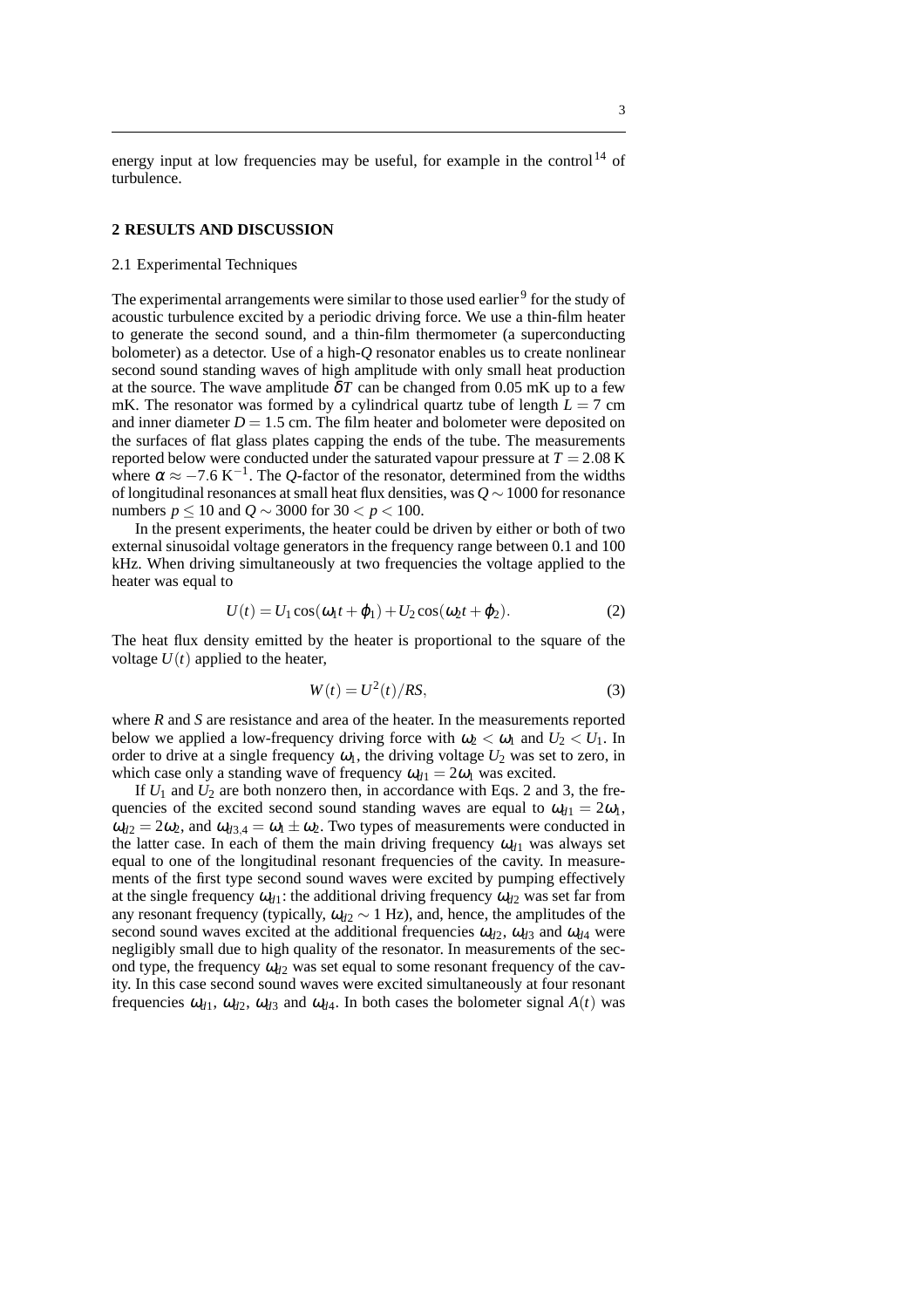energy input at low frequencies may be useful, for example in the control[14] of turbulence.

## 2 RESULTS AND DISCUSSION

### 2.1 Experimental Techniques

The experimental arrangements were similar to those used earlier[9] for the study of acoustic turbulence excited by a periodic driving force. We use a thin-film heater to generate the second sound, and a thin-film thermometer (a superconducting bolometer) as a detector. Use of a high-$Q$ resonator enables us to create nonlinear second sound standing waves of high amplitude with only small heat production at the source. The wave amplitude $\delta T$ can be changed from 0.05 mK up to a few mK. The resonator was formed by a cylindrical quartz tube of length $L = 7$ cm and inner diameter $D = 1.5$ cm. The film heater and bolometer were deposited on the surfaces of flat glass plates capping the ends of the tube. The measurements reported below were conducted under the saturated vapour pressure at $T = 2.08$ K where $\alpha \approx -7.6$ K$^{-1}$. The $Q$-factor of the resonator, determined from the widths of longitudinal resonances at small heat flux densities, was $Q \sim 1000$ for resonance numbers $p \leq 10$ and $Q \sim 3000$ for $30 < p < 100$.

In the present experiments, the heater could be driven by either or both of two external sinusoidal voltage generators in the frequency range between 0.1 and 100 kHz. When driving simultaneously at two frequencies the voltage applied to the heater was equal to

$$U(t) = U_1 \cos(\omega_1 t + \varphi_1) + U_2 \cos(\omega_2 t + \varphi_2). \tag{2}$$

The heat flux density emitted by the heater is proportional to the square of the voltage $U(t)$ applied to the heater,

$$W(t) = U^2(t)/RS, \tag{3}$$

where $R$ and $S$ are resistance and area of the heater. In the measurements reported below we applied a low-frequency driving force with $\omega_2 < \omega_1$ and $U_2 < U_1$. In order to drive at a single frequency $\omega_1$, the driving voltage $U_2$ was set to zero, in which case only a standing wave of frequency $\omega_{d1} = 2\omega_1$ was excited.

If $U_1$ and $U_2$ are both nonzero then, in accordance with Eqs. 2 and 3, the frequencies of the excited second sound standing waves are equal to $\omega_{d1} = 2\omega_1$, $\omega_{d2} = 2\omega_2$, and $\omega_{d3,4} = \omega_1 \pm \omega_2$. Two types of measurements were conducted in the latter case. In each of them the main driving frequency $\omega_{d1}$ was always set equal to one of the longitudinal resonant frequencies of the cavity. In measurements of the first type second sound waves were excited by pumping effectively at the single frequency $\omega_{d1}$: the additional driving frequency $\omega_{d2}$ was set far from any resonant frequency (typically, $\omega_{d2} \sim 1$ Hz), and, hence, the amplitudes of the second sound waves excited at the additional frequencies $\omega_{d2}$, $\omega_{d3}$ and $\omega_{d4}$ were negligibly small due to high quality of the resonator. In measurements of the second type, the frequency $\omega_{d2}$ was set equal to some resonant frequency of the cavity. In this case second sound waves were excited simultaneously at four resonant frequencies $\omega_{d1}$, $\omega_{d2}$, $\omega_{d3}$ and $\omega_{d4}$. In both cases the bolometer signal $A(t)$ was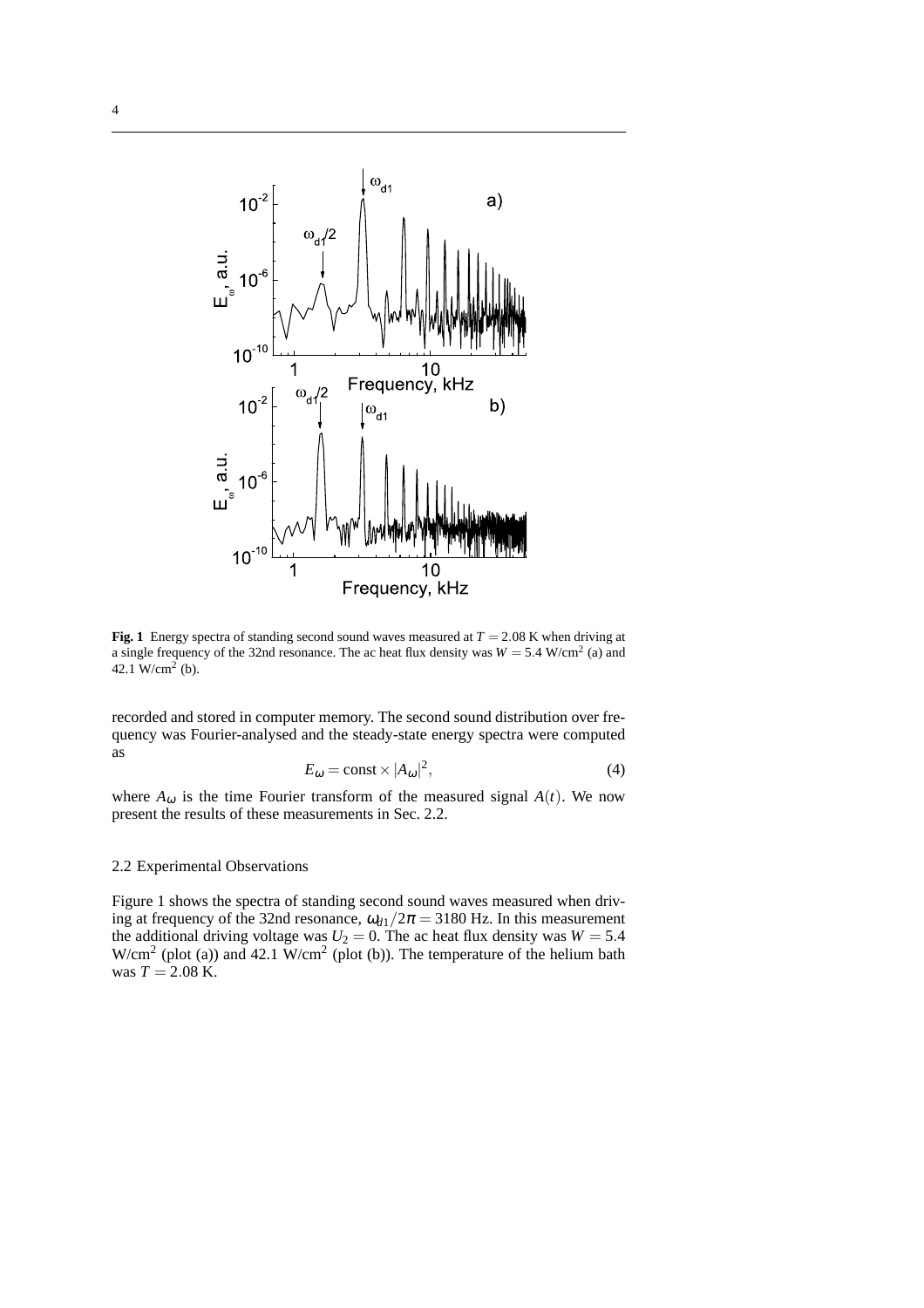**Fig. 1** Energy spectra of standing second sound waves measured at $T = 2.08$ K when driving at a single frequency of the 32nd resonance. The ac heat flux density was $W = 5.4$ W/cm$^2$ (a) and 42.1 W/cm$^2$ (b).

recorded and stored in computer memory. The second sound distribution over frequency was Fourier-analysed and the steady-state energy spectra were computed as

$$E_\omega = \text{const} \times |A_\omega|^2, \tag{4}$$

where $A_\omega$ is the time Fourier transform of the measured signal $A(t)$. We now present the results of these measurements in Sec. 2.2.

### 2.2 Experimental Observations

Figure 1 shows the spectra of standing second sound waves measured when driving at frequency of the 32nd resonance, $\omega_{d1}/2\pi = 3180$ Hz. In this measurement the additional driving voltage was $U_2 = 0$. The ac heat flux density was $W = 5.4$ W/cm$^2$ (plot (a)) and 42.1 W/cm$^2$ (plot (b)). The temperature of the helium bath was $T = 2.08$ K.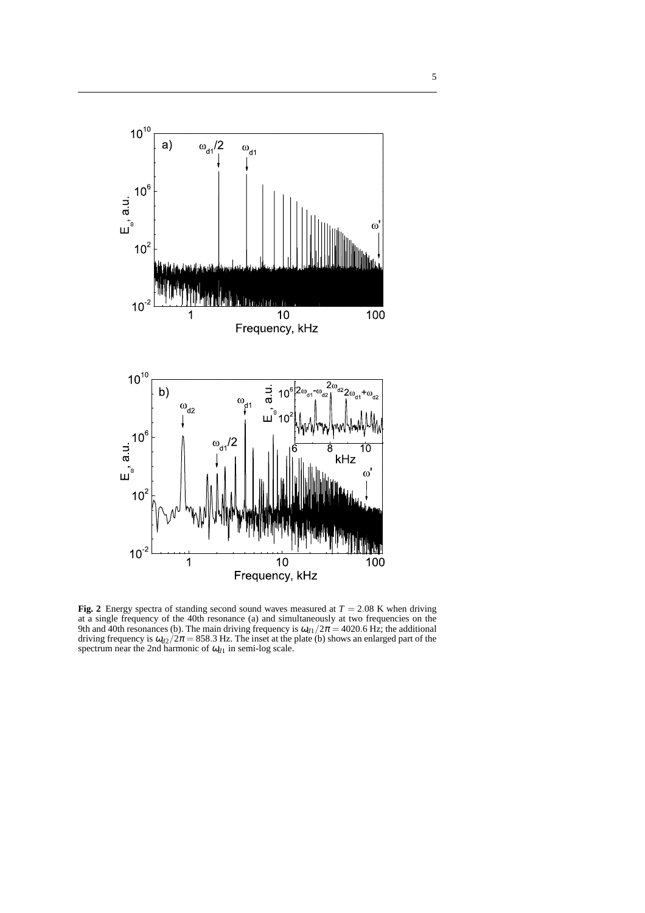**Fig. 2** Energy spectra of standing second sound waves measured at $T = 2.08$ K when driving at a single frequency of the 40th resonance (a) and simultaneously at two frequencies on the 9th and 40th resonances (b). The main driving frequency is $\omega_{d1}/2\pi = 4020.6$ Hz; the additional driving frequency is $\omega_{d2}/2\pi = 858.3$ Hz. The inset at the plate (b) shows an enlarged part of the spectrum near the 2nd harmonic of $\omega_{d1}$ in semi-log scale.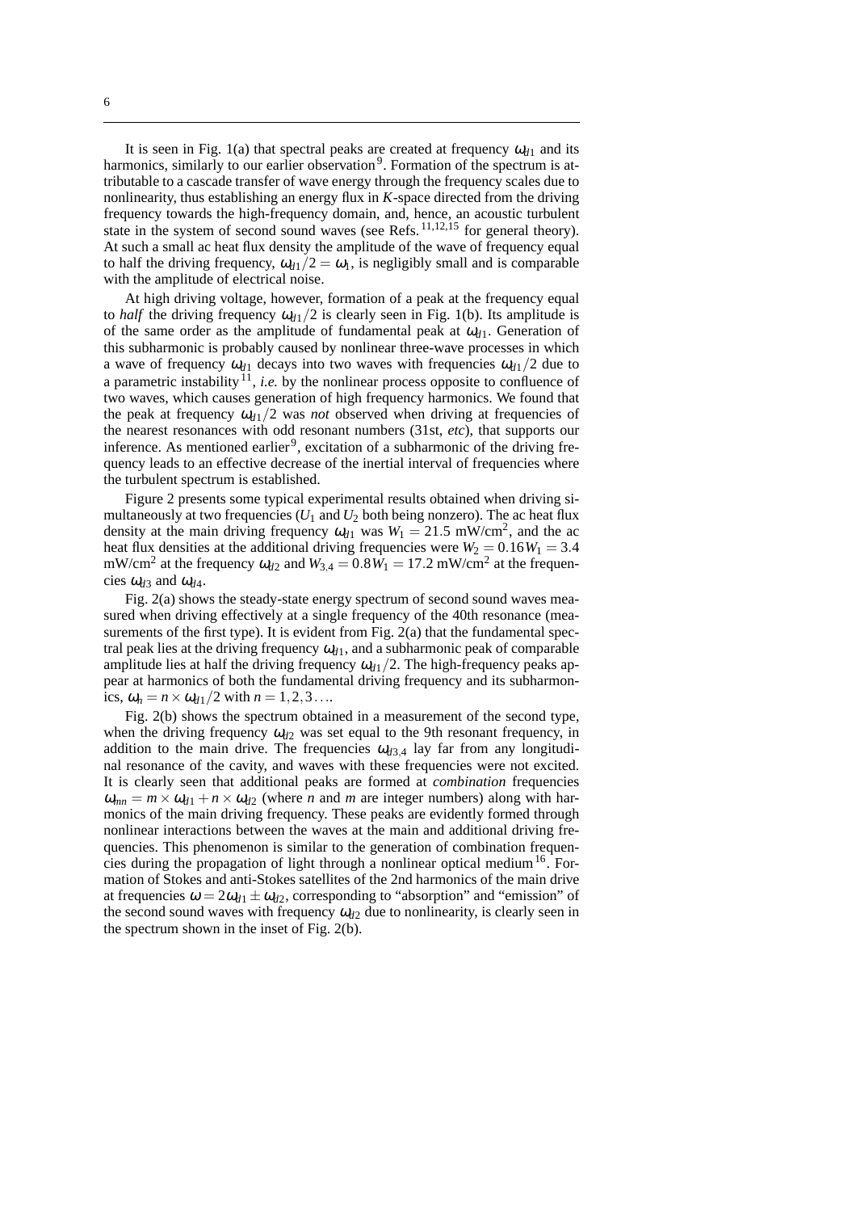It is seen in Fig. 1(a) that spectral peaks are created at frequency $\omega_{d1}$ and its harmonics, similarly to our earlier observation[9]. Formation of the spectrum is attributable to a cascade transfer of wave energy through the frequency scales due to nonlinearity, thus establishing an energy flux in *K*-space directed from the driving frequency towards the high-frequency domain, and, hence, an acoustic turbulent state in the system of second sound waves (see Refs.[11,12,15] for general theory). At such a small ac heat flux density the amplitude of the wave of frequency equal to half the driving frequency, $\omega_{d1}/2 = \omega_1$, is negligibly small and is comparable with the amplitude of electrical noise.

At high driving voltage, however, formation of a peak at the frequency equal to *half* the driving frequency $\omega_{d1}/2$ is clearly seen in Fig. 1(b). Its amplitude is of the same order as the amplitude of fundamental peak at $\omega_{d1}$. Generation of this subharmonic is probably caused by nonlinear three-wave processes in which a wave of frequency $\omega_{d1}$ decays into two waves with frequencies $\omega_{d1}/2$ due to a parametric instability[11], *i.e.* by the nonlinear process opposite to confluence of two waves, which causes generation of high frequency harmonics. We found that the peak at frequency $\omega_{d1}/2$ was *not* observed when driving at frequencies of the nearest resonances with odd resonant numbers (31st, *etc*), that supports our inference. As mentioned earlier[9], excitation of a subharmonic of the driving frequency leads to an effective decrease of the inertial interval of frequencies where the turbulent spectrum is established.

Figure 2 presents some typical experimental results obtained when driving simultaneously at two frequencies ($U_1$ and $U_2$ both being nonzero). The ac heat flux density at the main driving frequency $\omega_{d1}$ was $W_1 = 21.5$ mW/cm$^2$, and the ac heat flux densities at the additional driving frequencies were $W_2 = 0.16W_1 = 3.4$ mW/cm$^2$ at the frequency $\omega_{d2}$ and $W_{3,4} = 0.8W_1 = 17.2$ mW/cm$^2$ at the frequencies $\omega_{d3}$ and $\omega_{d4}$.

Fig. 2(a) shows the steady-state energy spectrum of second sound waves measured when driving effectively at a single frequency of the 40th resonance (measurements of the first type). It is evident from Fig. 2(a) that the fundamental spectral peak lies at the driving frequency $\omega_{d1}$, and a subharmonic peak of comparable amplitude lies at half the driving frequency $\omega_{d1}/2$. The high-frequency peaks appear at harmonics of both the fundamental driving frequency and its subharmonics, $\omega_n = n \times \omega_{d1}/2$ with $n = 1,2,3\ldots$.

Fig. 2(b) shows the spectrum obtained in a measurement of the second type, when the driving frequency $\omega_{d2}$ was set equal to the 9th resonant frequency, in addition to the main drive. The frequencies $\omega_{d3,4}$ lay far from any longitudinal resonance of the cavity, and waves with these frequencies were not excited. It is clearly seen that additional peaks are formed at *combination* frequencies $\omega_{mn} = m \times \omega_{d1} + n \times \omega_{d2}$ (where *n* and *m* are integer numbers) along with harmonics of the main driving frequency. These peaks are evidently formed through nonlinear interactions between the waves at the main and additional driving frequencies. This phenomenon is similar to the generation of combination frequencies during the propagation of light through a nonlinear optical medium[16]. Formation of Stokes and anti-Stokes satellites of the 2nd harmonics of the main drive at frequencies $\omega = 2\omega_{d1} \pm \omega_{d2}$, corresponding to "absorption" and "emission" of the second sound waves with frequency $\omega_{d2}$ due to nonlinearity, is clearly seen in the spectrum shown in the inset of Fig. 2(b).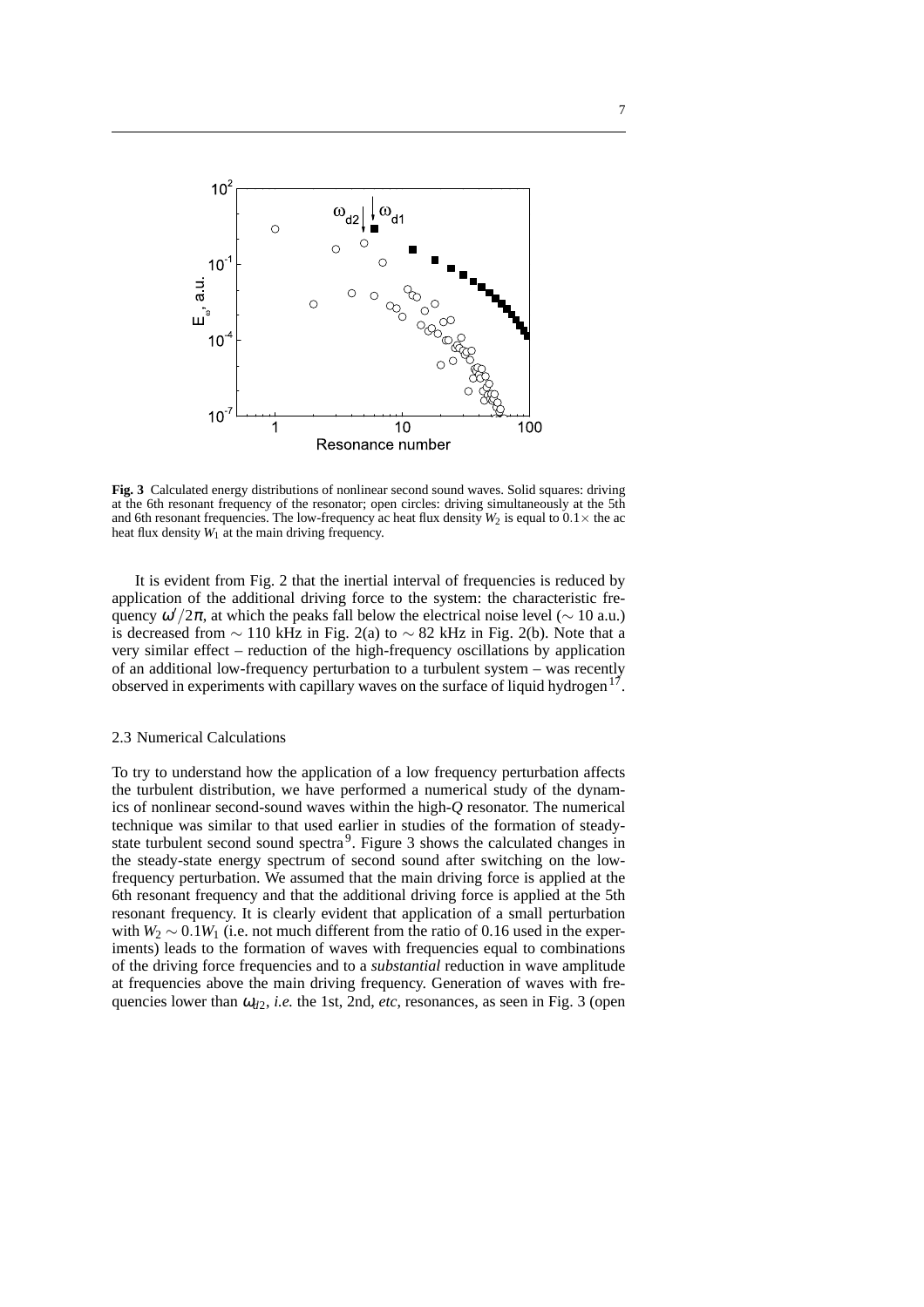**Fig. 3** Calculated energy distributions of nonlinear second sound waves. Solid squares: driving at the 6th resonant frequency of the resonator; open circles: driving simultaneously at the 5th and 6th resonant frequencies. The low-frequency ac heat flux density $W_2$ is equal to $0.1\times$ the ac heat flux density $W_1$ at the main driving frequency.

It is evident from Fig. 2 that the inertial interval of frequencies is reduced by application of the additional driving force to the system: the characteristic frequency $\omega'/2\pi$, at which the peaks fall below the electrical noise level ($\sim 10$ a.u.) is decreased from $\sim 110$ kHz in Fig. 2(a) to $\sim 82$ kHz in Fig. 2(b). Note that a very similar effect – reduction of the high-frequency oscillations by application of an additional low-frequency perturbation to a turbulent system – was recently observed in experiments with capillary waves on the surface of liquid hydrogen[17].

### 2.3 Numerical Calculations

To try to understand how the application of a low frequency perturbation affects the turbulent distribution, we have performed a numerical study of the dynamics of nonlinear second-sound waves within the high-$Q$ resonator. The numerical technique was similar to that used earlier in studies of the formation of steady-state turbulent second sound spectra[9]. Figure 3 shows the calculated changes in the steady-state energy spectrum of second sound after switching on the low-frequency perturbation. We assumed that the main driving force is applied at the 6th resonant frequency and that the additional driving force is applied at the 5th resonant frequency. It is clearly evident that application of a small perturbation with $W_2 \sim 0.1W_1$ (i.e. not much different from the ratio of 0.16 used in the experiments) leads to the formation of waves with frequencies equal to combinations of the driving force frequencies and to a *substantial* reduction in wave amplitude at frequencies above the main driving frequency. Generation of waves with frequencies lower than $\omega_{d2}$, *i.e.* the 1st, 2nd, *etc*, resonances, as seen in Fig. 3 (open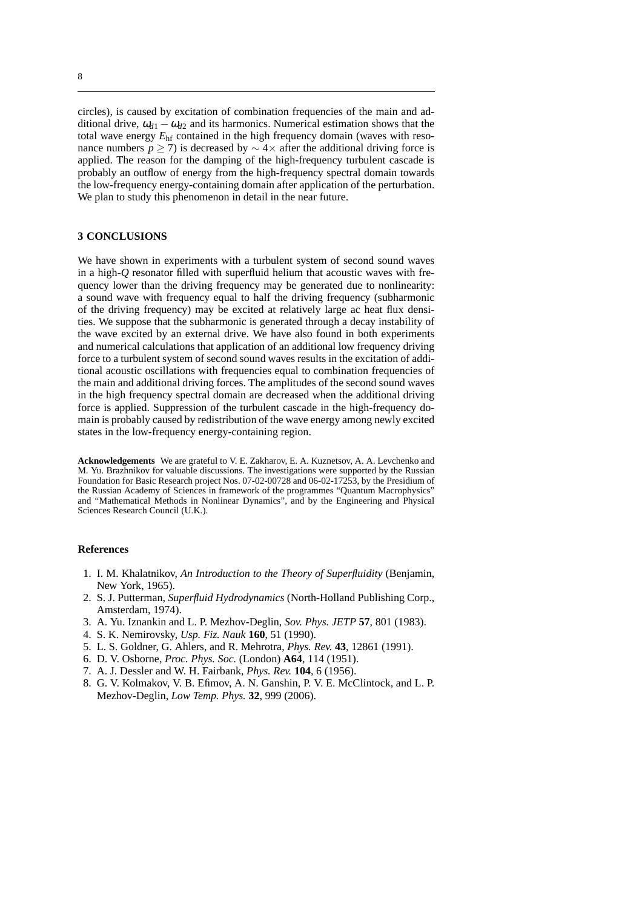circles), is caused by excitation of combination frequencies of the main and additional drive, $\omega_{d1} - \omega_{d2}$ and its harmonics. Numerical estimation shows that the total wave energy $E_{\mathrm{hf}}$ contained in the high frequency domain (waves with resonance numbers $p \geq 7$) is decreased by $\sim 4\times$ after the additional driving force is applied. The reason for the damping of the high-frequency turbulent cascade is probably an outflow of energy from the high-frequency spectral domain towards the low-frequency energy-containing domain after application of the perturbation. We plan to study this phenomenon in detail in the near future.

## 3 CONCLUSIONS

We have shown in experiments with a turbulent system of second sound waves in a high-$Q$ resonator filled with superfluid helium that acoustic waves with frequency lower than the driving frequency may be generated due to nonlinearity: a sound wave with frequency equal to half the driving frequency (subharmonic of the driving frequency) may be excited at relatively large ac heat flux densities. We suppose that the subharmonic is generated through a decay instability of the wave excited by an external drive. We have also found in both experiments and numerical calculations that application of an additional low frequency driving force to a turbulent system of second sound waves results in the excitation of additional acoustic oscillations with frequencies equal to combination frequencies of the main and additional driving forces. The amplitudes of the second sound waves in the high frequency spectral domain are decreased when the additional driving force is applied. Suppression of the turbulent cascade in the high-frequency domain is probably caused by redistribution of the wave energy among newly excited states in the low-frequency energy-containing region.

**Acknowledgements** We are grateful to V. E. Zakharov, E. A. Kuznetsov, A. A. Levchenko and M. Yu. Brazhnikov for valuable discussions. The investigations were supported by the Russian Foundation for Basic Research project Nos. 07-02-00728 and 06-02-17253, by the Presidium of the Russian Academy of Sciences in framework of the programmes "Quantum Macrophysics" and "Mathematical Methods in Nonlinear Dynamics", and by the Engineering and Physical Sciences Research Council (U.K.).

### References

1. I. M. Khalatnikov, *An Introduction to the Theory of Superfluidity* (Benjamin, New York, 1965).
2. S. J. Putterman, *Superfluid Hydrodynamics* (North-Holland Publishing Corp., Amsterdam, 1974).
3. A. Yu. Iznankin and L. P. Mezhov-Deglin, *Sov. Phys. JETP* **57**, 801 (1983).
4. S. K. Nemirovsky, *Usp. Fiz. Nauk* **160**, 51 (1990).
5. L. S. Goldner, G. Ahlers, and R. Mehrotra, *Phys. Rev.* **43**, 12861 (1991).
6. D. V. Osborne, *Proc. Phys. Soc.* (London) **A64**, 114 (1951).
7. A. J. Dessler and W. H. Fairbank, *Phys. Rev.* **104**, 6 (1956).
8. G. V. Kolmakov, V. B. Efimov, A. N. Ganshin, P. V. E. McClintock, and L. P. Mezhov-Deglin, *Low Temp. Phys.* **32**, 999 (2006).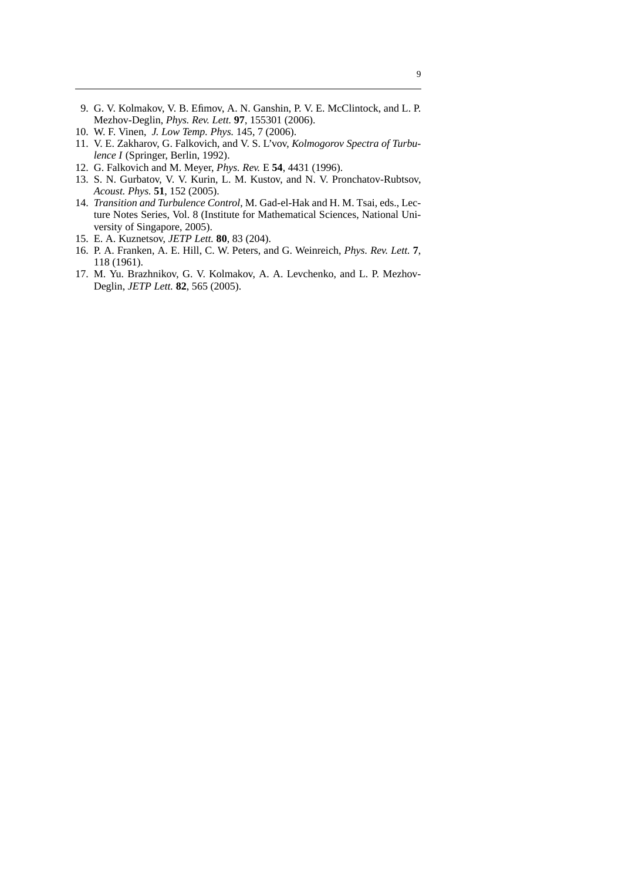9. G. V. Kolmakov, V. B. Efimov, A. N. Ganshin, P. V. E. McClintock, and L. P. Mezhov-Deglin, *Phys. Rev. Lett.* **97**, 155301 (2006).
10. W. F. Vinen, *J. Low Temp. Phys.* 145, 7 (2006).
11. V. E. Zakharov, G. Falkovich, and V. S. L'vov, *Kolmogorov Spectra of Turbulence I* (Springer, Berlin, 1992).
12. G. Falkovich and M. Meyer, *Phys. Rev.* E **54**, 4431 (1996).
13. S. N. Gurbatov, V. V. Kurin, L. M. Kustov, and N. V. Pronchatov-Rubtsov, *Acoust. Phys.* **51**, 152 (2005).
14. *Transition and Turbulence Control*, M. Gad-el-Hak and H. M. Tsai, eds., Lecture Notes Series, Vol. 8 (Institute for Mathematical Sciences, National University of Singapore, 2005).
15. E. A. Kuznetsov, *JETP Lett.* **80**, 83 (204).
16. P. A. Franken, A. E. Hill, C. W. Peters, and G. Weinreich, *Phys. Rev. Lett.* **7**, 118 (1961).
17. M. Yu. Brazhnikov, G. V. Kolmakov, A. A. Levchenko, and L. P. Mezhov-Deglin, *JETP Lett.* **82**, 565 (2005).